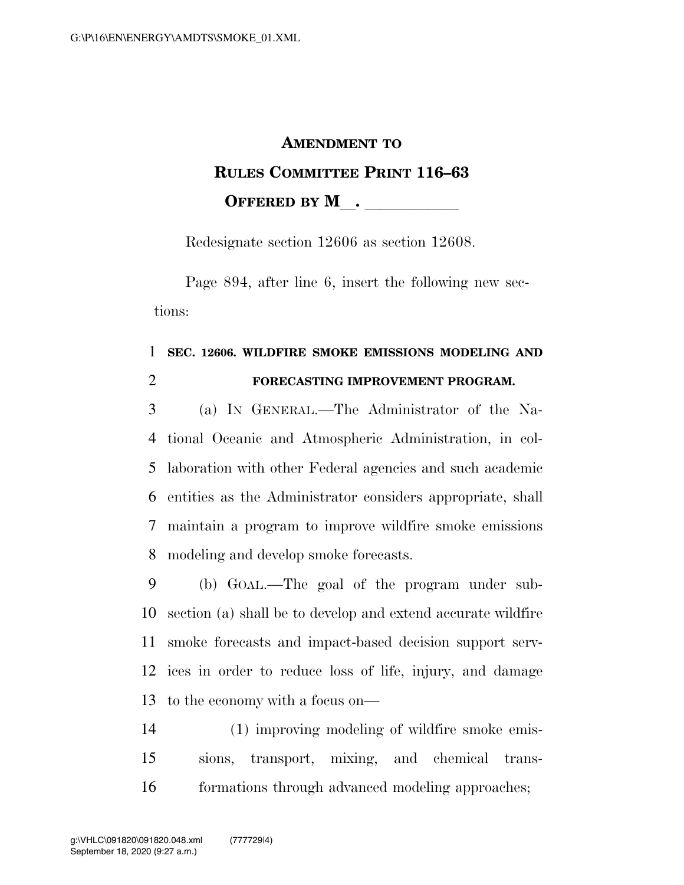# AMENDMENT TO RULES COMMITTEE PRINT 116–63

## OFFERED BY M\_\_. \_\_\_\_\_\_\_\_\_\_\_

Redesignate section 12606 as section 12608.

Page 894, after line 6, insert the following new sections:

**SEC. 12606. WILDFIRE SMOKE EMISSIONS MODELING AND FORECASTING IMPROVEMENT PROGRAM.**

(a) IN GENERAL.—The Administrator of the National Oceanic and Atmospheric Administration, in collaboration with other Federal agencies and such academic entities as the Administrator considers appropriate, shall maintain a program to improve wildfire smoke emissions modeling and develop smoke forecasts.

(b) GOAL.—The goal of the program under subsection (a) shall be to develop and extend accurate wildfire smoke forecasts and impact-based decision support services in order to reduce loss of life, injury, and damage to the economy with a focus on—

(1) improving modeling of wildfire smoke emissions, transport, mixing, and chemical transformations through advanced modeling approaches;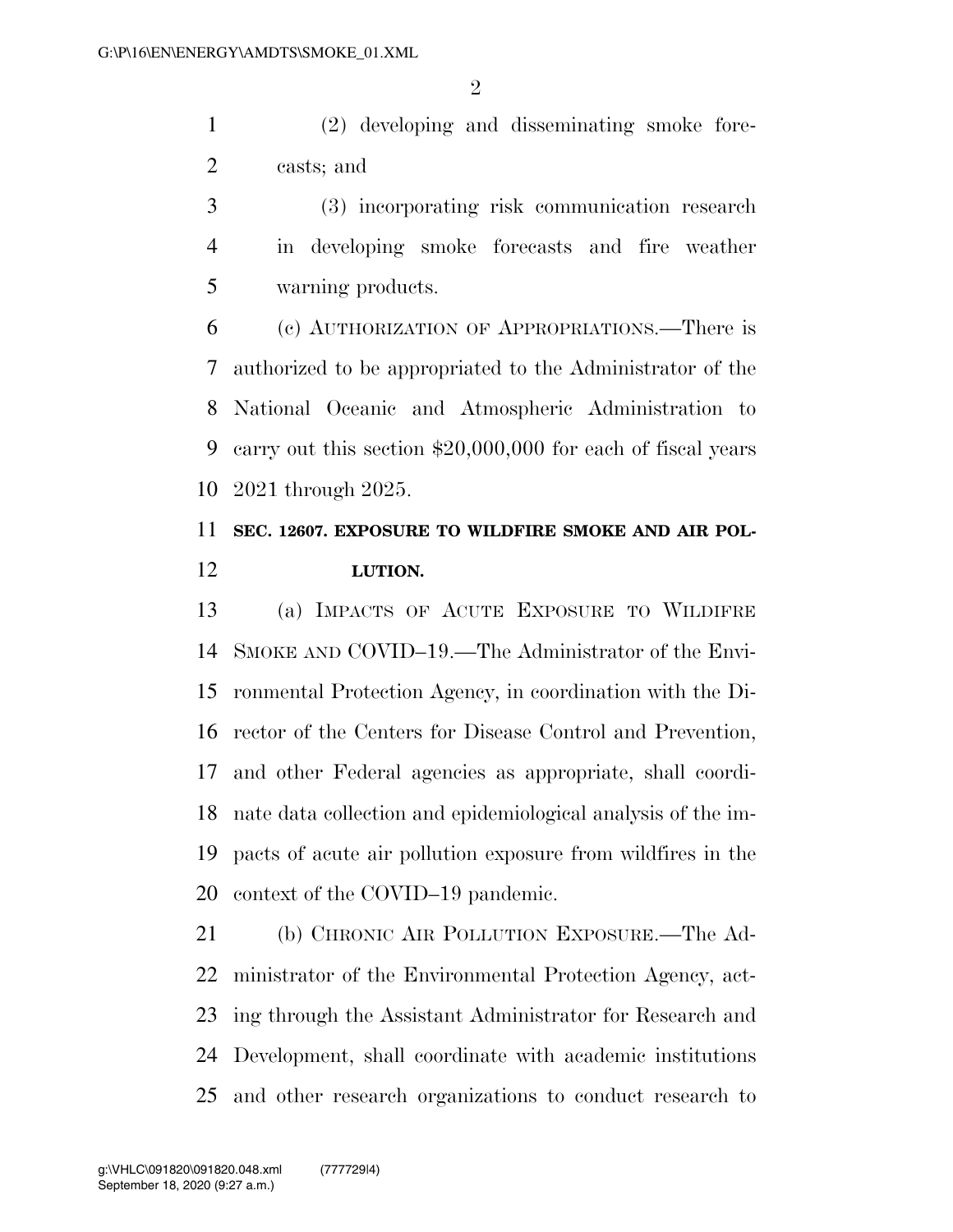(2) developing and disseminating smoke forecasts; and

(3) incorporating risk communication research in developing smoke forecasts and fire weather warning products.

(c) AUTHORIZATION OF APPROPRIATIONS.—There is authorized to be appropriated to the Administrator of the National Oceanic and Atmospheric Administration to carry out this section $20,000,000 for each of fiscal years 2021 through 2025.

**SEC. 12607. EXPOSURE TO WILDFIRE SMOKE AND AIR POLLUTION.**

(a) IMPACTS OF ACUTE EXPOSURE TO WILDIFRE SMOKE AND COVID–19.—The Administrator of the Environmental Protection Agency, in coordination with the Director of the Centers for Disease Control and Prevention, and other Federal agencies as appropriate, shall coordinate data collection and epidemiological analysis of the impacts of acute air pollution exposure from wildfires in the context of the COVID–19 pandemic.

(b) CHRONIC AIR POLLUTION EXPOSURE.—The Administrator of the Environmental Protection Agency, acting through the Assistant Administrator for Research and Development, shall coordinate with academic institutions and other research organizations to conduct research to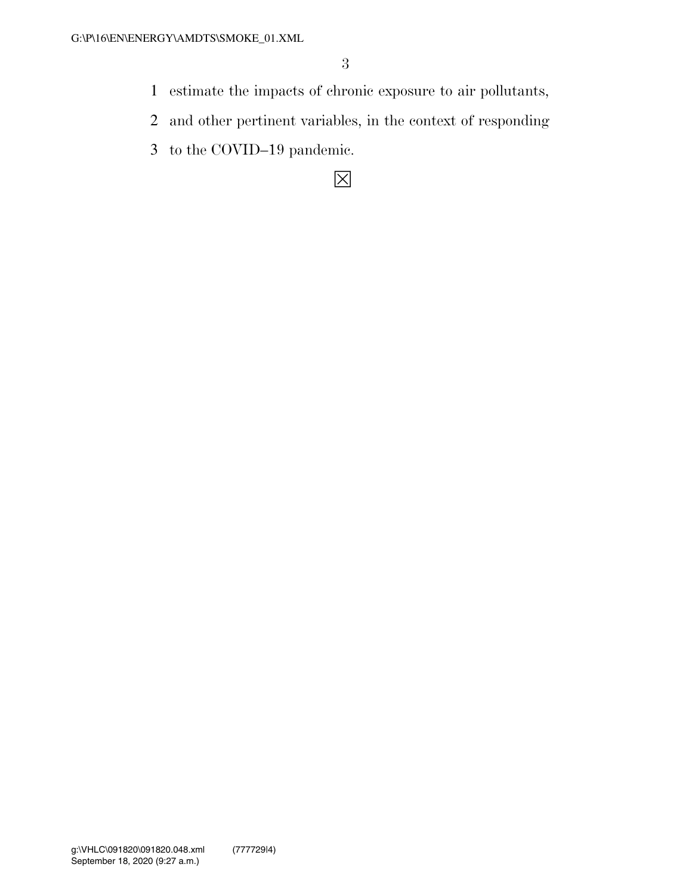estimate the impacts of chronic exposure to air pollutants, and other pertinent variables, in the context of responding to the COVID–19 pandemic.